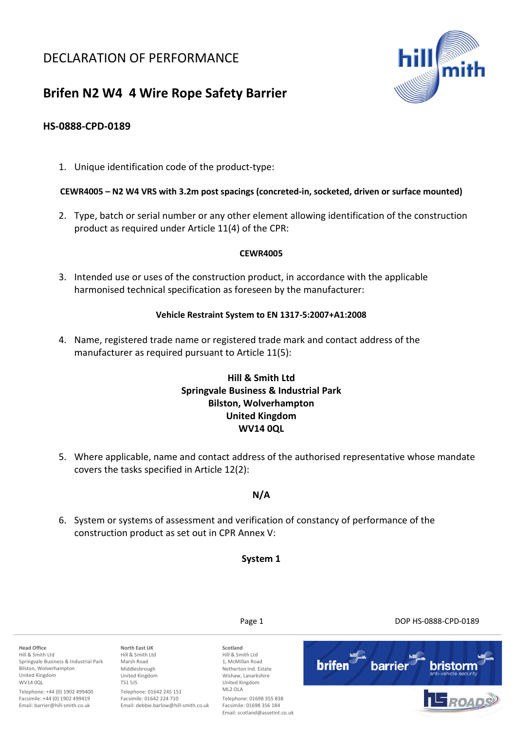# DECLARATION OF PERFORMANCE

## Brifen N2 W4 4 Wire Rope Safety Barrier

### HS-0888-CPD-0189

1. Unique identification code of the product-type:

**CEWR4005 – N2 W4 VRS with 3.2m post spacings (concreted-in, socketed, driven or surface mounted)**

2. Type, batch or serial number or any other element allowing identification of the construction product as required under Article 11(4) of the CPR:

**CEWR4005**

3. Intended use or uses of the construction product, in accordance with the applicable harmonised technical specification as foreseen by the manufacturer:

**Vehicle Restraint System to EN 1317-5:2007+A1:2008**

4. Name, registered trade name or registered trade mark and contact address of the manufacturer as required pursuant to Article 11(5):

**Hill & Smith Ltd**
**Springvale Business & Industrial Park**
**Bilston, Wolverhampton**
**United Kingdom**
**WV14 0QL**

5. Where applicable, name and contact address of the authorised representative whose mandate covers the tasks specified in Article 12(2):

**N/A**

6. System or systems of assessment and verification of constancy of performance of the construction product as set out in CPR Annex V:

**System 1**

**Head Office**
Hill & Smith Ltd
Springvale Business & Industrial Park
Bilston, Wolverhampton
United Kingdom
WV14 0QL
Telephone: +44 (0) 1902 499400
Facsimile: +44 (0) 1902 499419
Email: barrier@hill-smith.co.uk

**North East UK**
Hill & Smith Ltd
Marsh Road
Middlesbrough
United Kingdom
TS1 5JS
Telephone: 01642 245 151
Facsimile: 01642 224 710
Email: debbie.barlow@hill-smith.co.uk

**Scotland**
Hill & Smith Ltd
1, McMillan Road
Netherton Ind. Estate
Wishaw, Lanarkshire
United Kingdom
ML2 OLA
Telephone: 01698 355 838
Facsimile: 01698 356 184
Email: scotland@assetint.co.uk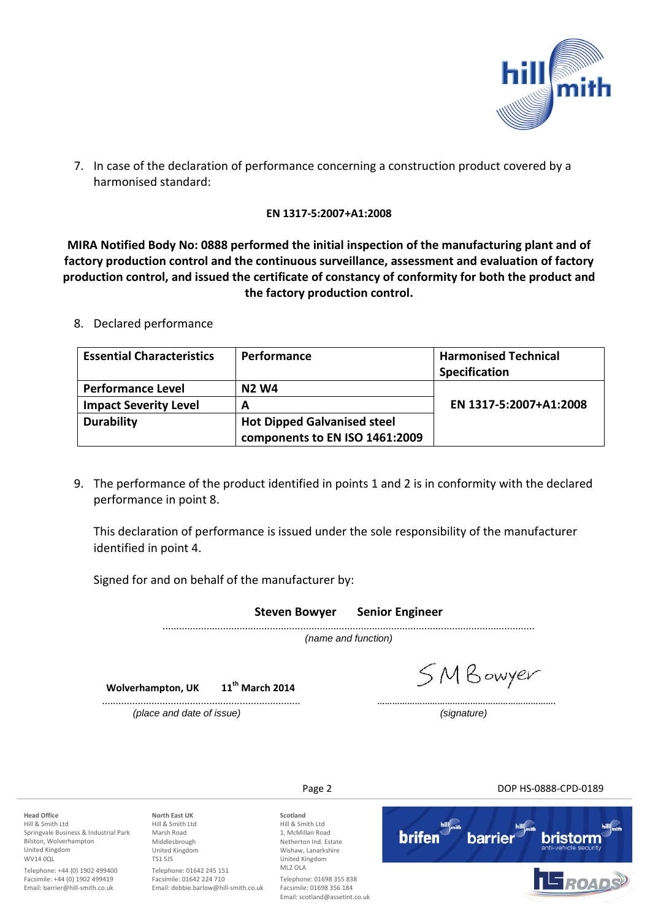7. In case of the declaration of performance concerning a construction product covered by a harmonised standard:

**EN 1317-5:2007+A1:2008**

**MIRA Notified Body No: 0888 performed the initial inspection of the manufacturing plant and of factory production control and the continuous surveillance, assessment and evaluation of factory production control, and issued the certificate of constancy of conformity for both the product and the factory production control.**

8. Declared performance

| Essential Characteristics | Performance | Harmonised Technical Specification |
|---|---|---|
| Performance Level | N2 W4 | EN 1317-5:2007+A1:2008 |
| Impact Severity Level | A | |
| Durability | Hot Dipped Galvanised steel components to EN ISO 1461:2009 | |

9. The performance of the product identified in points 1 and 2 is in conformity with the declared performance in point 8.

   This declaration of performance is issued under the sole responsibility of the manufacturer identified in point 4.

   Signed for and on behalf of the manufacturer by:

**Steven Bowyer Senior Engineer**

*(name and function)*

**Wolverhampton, UK 11th March 2014**

*(place and date of issue)*

SM Bowyer

*(signature)*

DOP HS-0888-CPD-0189

**Head Office**
Hill & Smith Ltd
Springvale Business & Industrial Park
Bilston, Wolverhampton
United Kingdom
WV14 0QL
Telephone: +44 (0) 1902 499400
Facsimile: +44 (0) 1902 499419
Email: barrier@hill-smith.co.uk

**North East UK**
Hill & Smith Ltd
Marsh Road
Middlesbrough
United Kingdom
TS1 5JS
Telephone: 01642 245 151
Facsimile: 01642 224 710
Email: debbie.barlow@hill-smith.co.uk

**Scotland**
Hill & Smith Ltd
1, McMillan Road
Netherton Ind. Estate
Wishaw, Lanarkshire
United Kingdom
ML2 0LA
Telephone: 01698 355 838
Facsimile: 01698 356 184
Email: scotland@assetint.co.uk